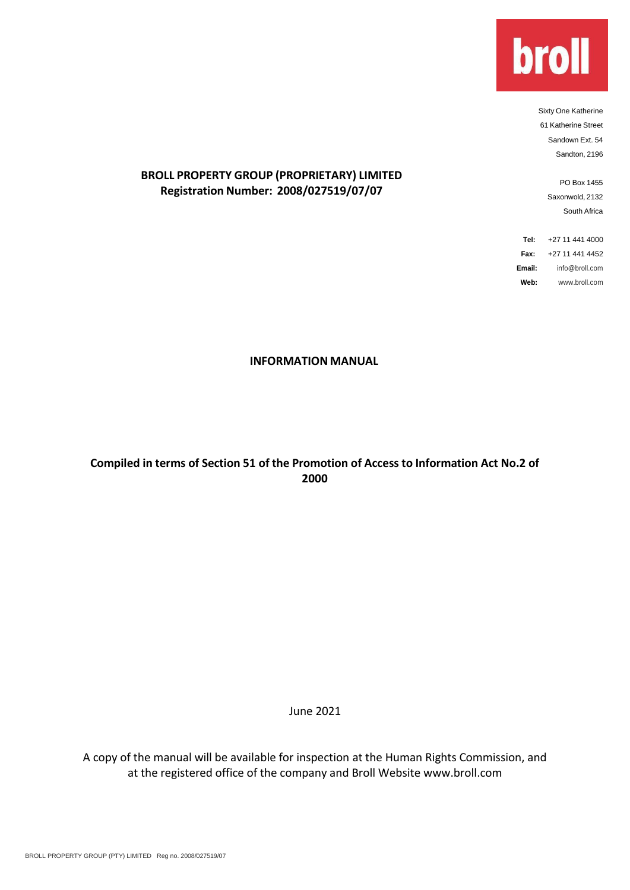broll

Sixty One Katherine
61 Katherine Street
Sandown Ext. 54
Sandton, 2196

PO Box 1455
Saxonwold, 2132
South Africa

**Tel:** +27 11 441 4000
**Fax:** +27 11 441 4452
**Email:** info@broll.com
**Web:** www.broll.com

**BROLL PROPERTY GROUP (PROPRIETARY) LIMITED**
**Registration Number: 2008/027519/07/07**

# INFORMATION MANUAL

**Compiled in terms of Section 51 of the Promotion of Access to Information Act No.2 of 2000**

June 2021

A copy of the manual will be available for inspection at the Human Rights Commission, and at the registered office of the company and Broll Website www.broll.com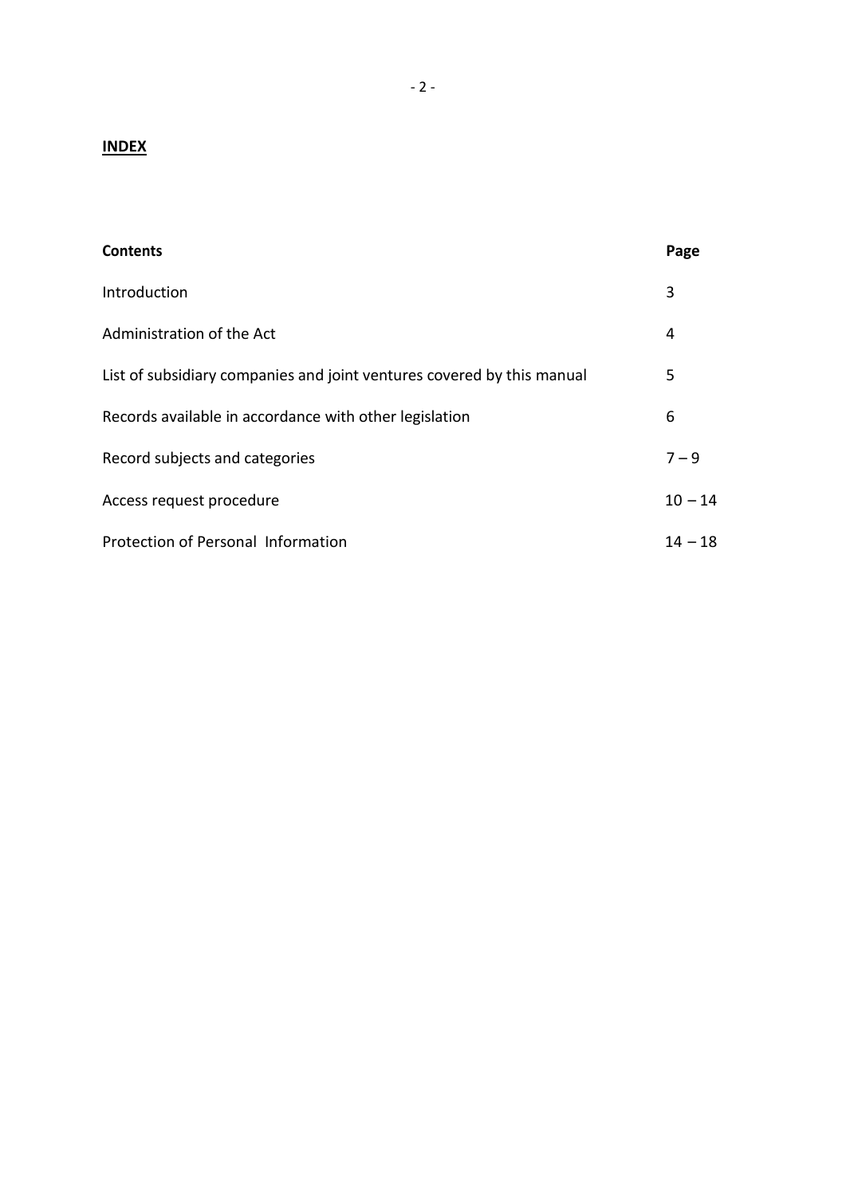**INDEX**

| **Contents** | **Page** |
|---|---|
| Introduction | 3 |
| Administration of the Act | 4 |
| List of subsidiary companies and joint ventures covered by this manual | 5 |
| Records available in accordance with other legislation | 6 |
| Record subjects and categories | 7 – 9 |
| Access request procedure | 10 – 14 |
| Protection of Personal Information | 14 – 18 |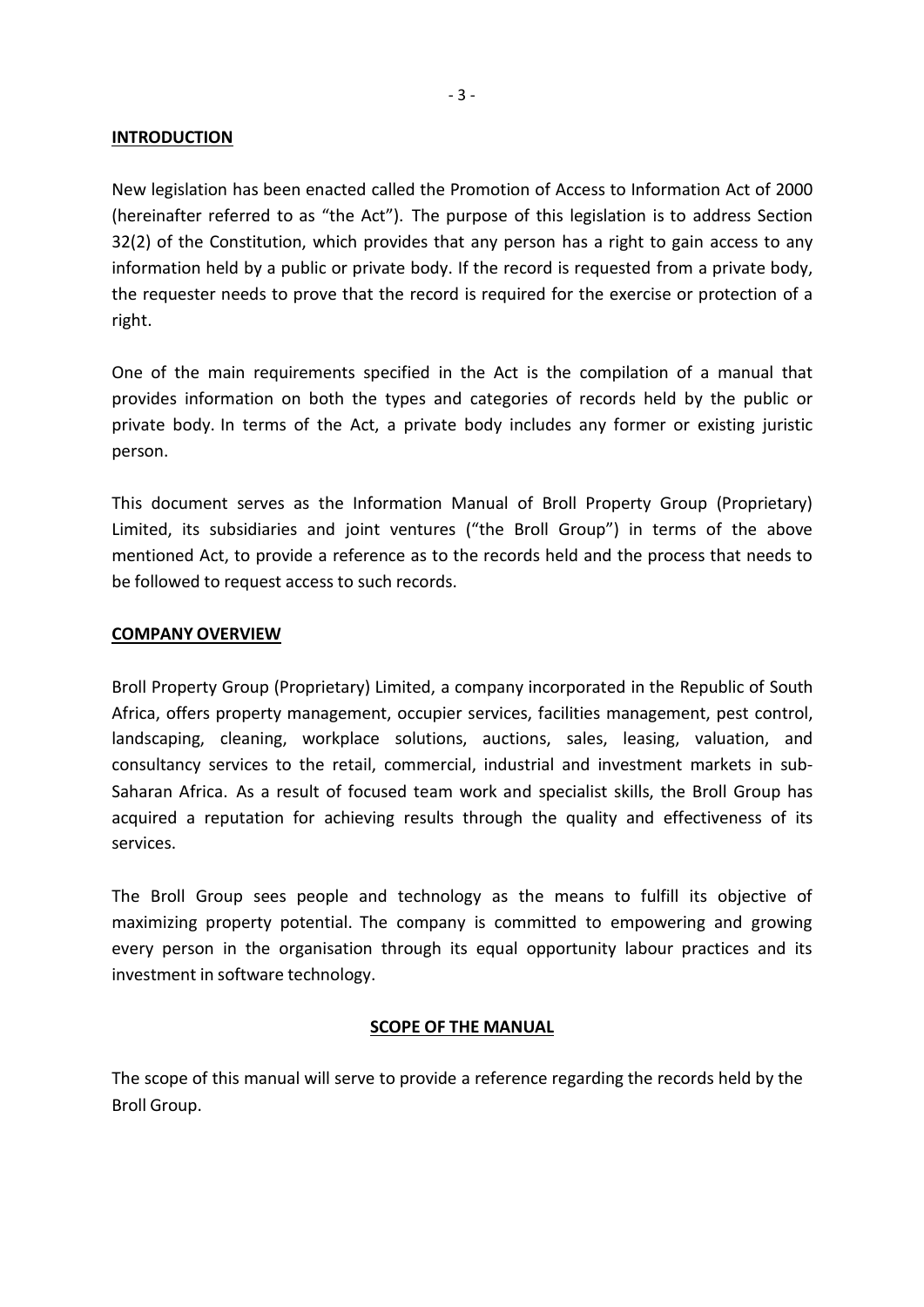## INTRODUCTION

New legislation has been enacted called the Promotion of Access to Information Act of 2000 (hereinafter referred to as "the Act"). The purpose of this legislation is to address Section 32(2) of the Constitution, which provides that any person has a right to gain access to any information held by a public or private body. If the record is requested from a private body, the requester needs to prove that the record is required for the exercise or protection of a right.

One of the main requirements specified in the Act is the compilation of a manual that provides information on both the types and categories of records held by the public or private body. In terms of the Act, a private body includes any former or existing juristic person.

This document serves as the Information Manual of Broll Property Group (Proprietary) Limited, its subsidiaries and joint ventures ("the Broll Group") in terms of the above mentioned Act, to provide a reference as to the records held and the process that needs to be followed to request access to such records.

## COMPANY OVERVIEW

Broll Property Group (Proprietary) Limited, a company incorporated in the Republic of South Africa, offers property management, occupier services, facilities management, pest control, landscaping, cleaning, workplace solutions, auctions, sales, leasing, valuation, and consultancy services to the retail, commercial, industrial and investment markets in sub-Saharan Africa. As a result of focused team work and specialist skills, the Broll Group has acquired a reputation for achieving results through the quality and effectiveness of its services.

The Broll Group sees people and technology as the means to fulfill its objective of maximizing property potential. The company is committed to empowering and growing every person in the organisation through its equal opportunity labour practices and its investment in software technology.

## SCOPE OF THE MANUAL

The scope of this manual will serve to provide a reference regarding the records held by the Broll Group.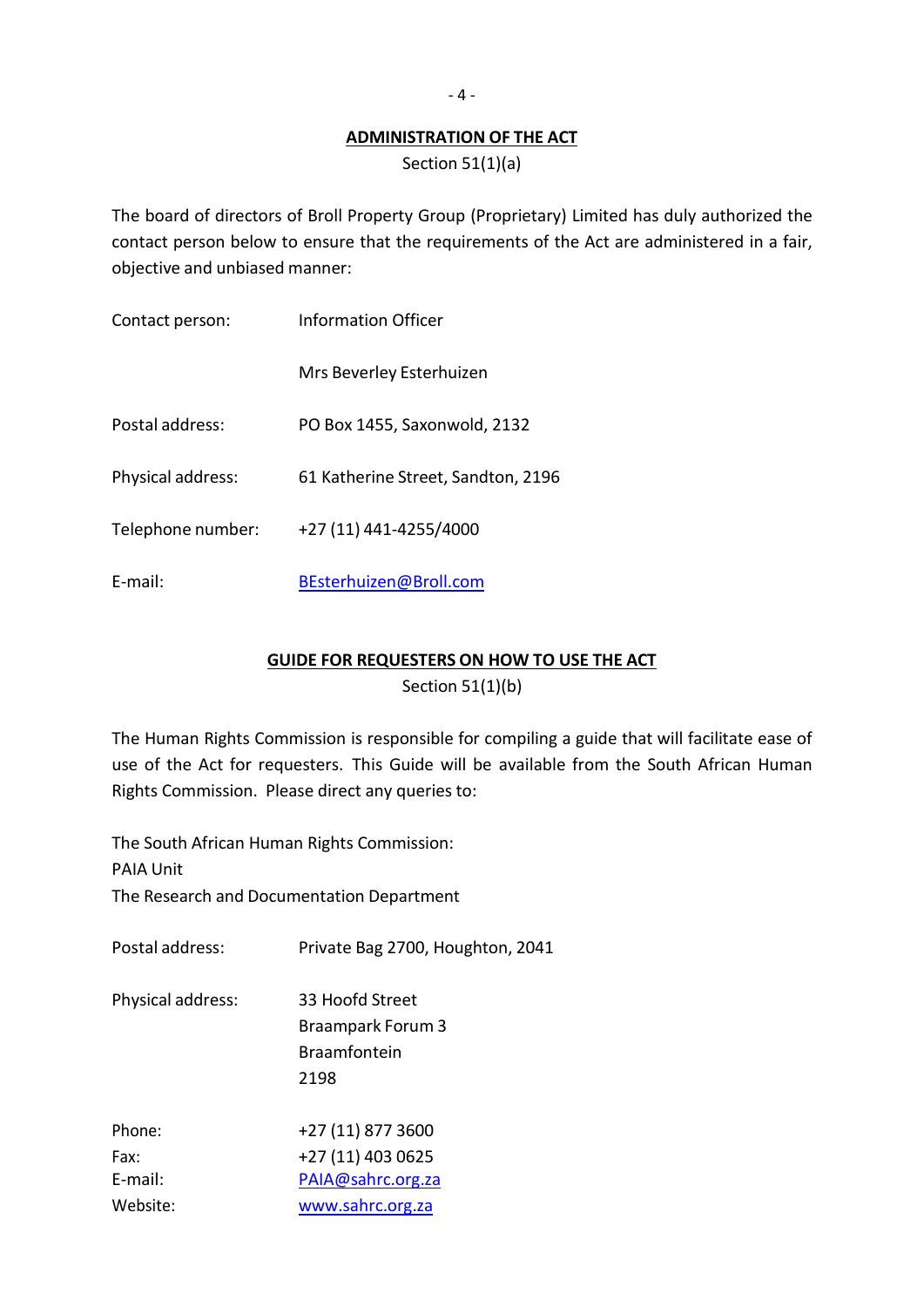## ADMINISTRATION OF THE ACT

Section 51(1)(a)

The board of directors of Broll Property Group (Proprietary) Limited has duly authorized the contact person below to ensure that the requirements of the Act are administered in a fair, objective and unbiased manner:

| | |
|---|---|
| Contact person: | Information Officer |
| | Mrs Beverley Esterhuizen |
| Postal address: | PO Box 1455, Saxonwold, 2132 |
| Physical address: | 61 Katherine Street, Sandton, 2196 |
| Telephone number: | +27 (11) 441-4255/4000 |
| E-mail: | BEsterhuizen@Broll.com |

## GUIDE FOR REQUESTERS ON HOW TO USE THE ACT

Section 51(1)(b)

The Human Rights Commission is responsible for compiling a guide that will facilitate ease of use of the Act for requesters. This Guide will be available from the South African Human Rights Commission. Please direct any queries to:

The South African Human Rights Commission:
PAIA Unit
The Research and Documentation Department

| | |
|---|---|
| Postal address: | Private Bag 2700, Houghton, 2041 |
| Physical address: | 33 Hoofd Street<br>Braampark Forum 3<br>Braamfontein<br>2198 |
| Phone: | +27 (11) 877 3600 |
| Fax: | +27 (11) 403 0625 |
| E-mail: | PAIA@sahrc.org.za |
| Website: | www.sahrc.org.za |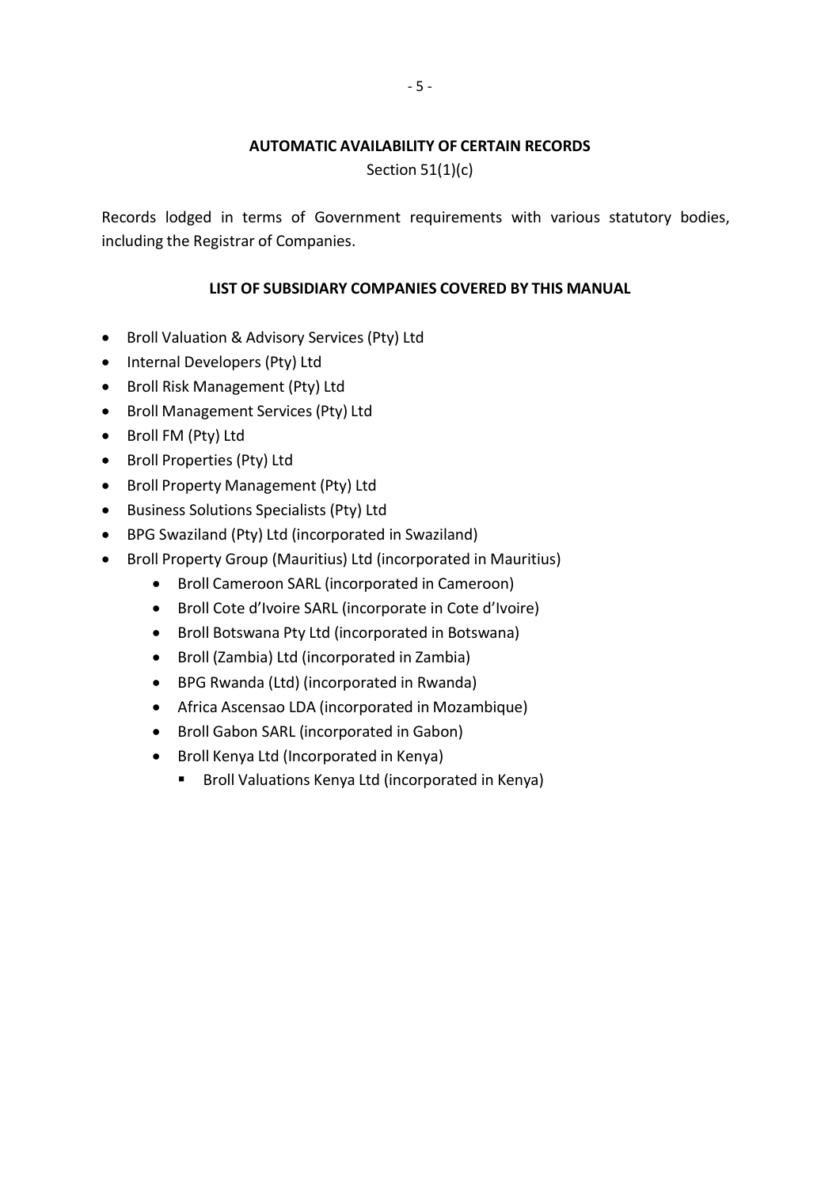## AUTOMATIC AVAILABILITY OF CERTAIN RECORDS

Section 51(1)(c)

Records lodged in terms of Government requirements with various statutory bodies, including the Registrar of Companies.

## LIST OF SUBSIDIARY COMPANIES COVERED BY THIS MANUAL

- Broll Valuation & Advisory Services (Pty) Ltd
- Internal Developers (Pty) Ltd
- Broll Risk Management (Pty) Ltd
- Broll Management Services (Pty) Ltd
- Broll FM (Pty) Ltd
- Broll Properties (Pty) Ltd
- Broll Property Management (Pty) Ltd
- Business Solutions Specialists (Pty) Ltd
- BPG Swaziland (Pty) Ltd (incorporated in Swaziland)
- Broll Property Group (Mauritius) Ltd (incorporated in Mauritius)
    - Broll Cameroon SARL (incorporated in Cameroon)
    - Broll Cote d'Ivoire SARL (incorporate in Cote d'Ivoire)
    - Broll Botswana Pty Ltd (incorporated in Botswana)
    - Broll (Zambia) Ltd (incorporated in Zambia)
    - BPG Rwanda (Ltd) (incorporated in Rwanda)
    - Africa Ascensao LDA (incorporated in Mozambique)
    - Broll Gabon SARL (incorporated in Gabon)
    - Broll Kenya Ltd (Incorporated in Kenya)
        - Broll Valuations Kenya Ltd (incorporated in Kenya)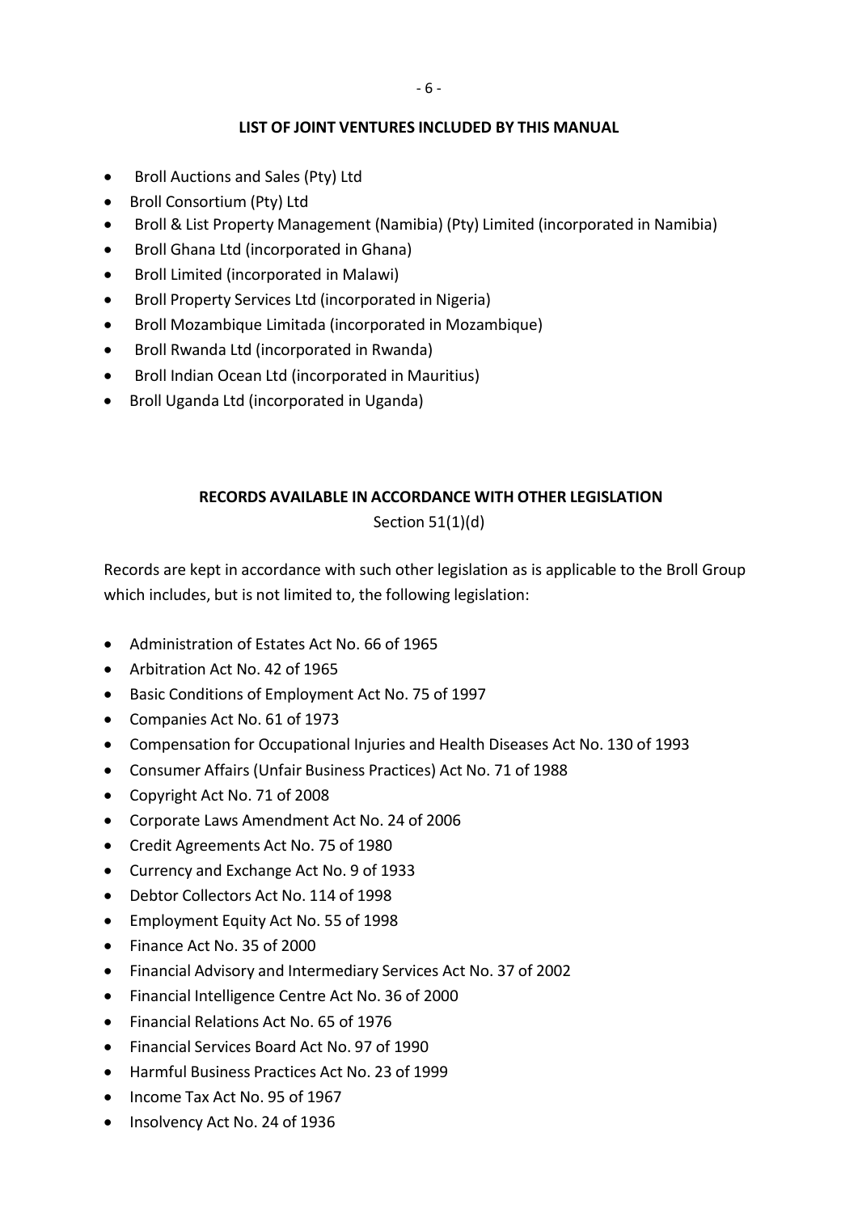## LIST OF JOINT VENTURES INCLUDED BY THIS MANUAL

- Broll Auctions and Sales (Pty) Ltd
- Broll Consortium (Pty) Ltd
- Broll & List Property Management (Namibia) (Pty) Limited (incorporated in Namibia)
- Broll Ghana Ltd (incorporated in Ghana)
- Broll Limited (incorporated in Malawi)
- Broll Property Services Ltd (incorporated in Nigeria)
- Broll Mozambique Limitada (incorporated in Mozambique)
- Broll Rwanda Ltd (incorporated in Rwanda)
- Broll Indian Ocean Ltd (incorporated in Mauritius)
- Broll Uganda Ltd (incorporated in Uganda)

## RECORDS AVAILABLE IN ACCORDANCE WITH OTHER LEGISLATION

Section 51(1)(d)

Records are kept in accordance with such other legislation as is applicable to the Broll Group which includes, but is not limited to, the following legislation:

- Administration of Estates Act No. 66 of 1965
- Arbitration Act No. 42 of 1965
- Basic Conditions of Employment Act No. 75 of 1997
- Companies Act No. 61 of 1973
- Compensation for Occupational Injuries and Health Diseases Act No. 130 of 1993
- Consumer Affairs (Unfair Business Practices) Act No. 71 of 1988
- Copyright Act No. 71 of 2008
- Corporate Laws Amendment Act No. 24 of 2006
- Credit Agreements Act No. 75 of 1980
- Currency and Exchange Act No. 9 of 1933
- Debtor Collectors Act No. 114 of 1998
- Employment Equity Act No. 55 of 1998
- Finance Act No. 35 of 2000
- Financial Advisory and Intermediary Services Act No. 37 of 2002
- Financial Intelligence Centre Act No. 36 of 2000
- Financial Relations Act No. 65 of 1976
- Financial Services Board Act No. 97 of 1990
- Harmful Business Practices Act No. 23 of 1999
- Income Tax Act No. 95 of 1967
- Insolvency Act No. 24 of 1936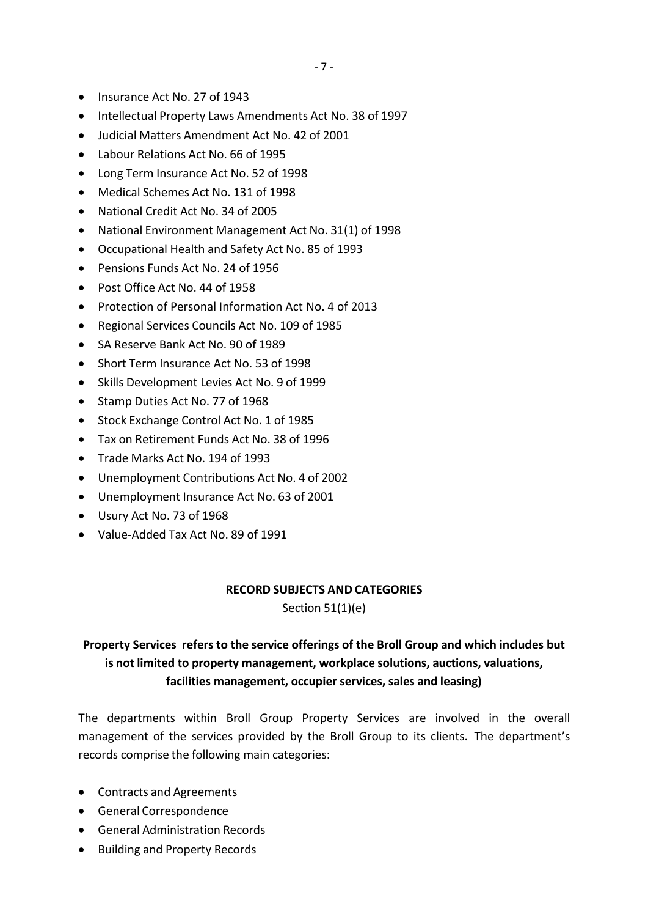- Insurance Act No. 27 of 1943
- Intellectual Property Laws Amendments Act No. 38 of 1997
- Judicial Matters Amendment Act No. 42 of 2001
- Labour Relations Act No. 66 of 1995
- Long Term Insurance Act No. 52 of 1998
- Medical Schemes Act No. 131 of 1998
- National Credit Act No. 34 of 2005
- National Environment Management Act No. 31(1) of 1998
- Occupational Health and Safety Act No. 85 of 1993
- Pensions Funds Act No. 24 of 1956
- Post Office Act No. 44 of 1958
- Protection of Personal Information Act No. 4 of 2013
- Regional Services Councils Act No. 109 of 1985
- SA Reserve Bank Act No. 90 of 1989
- Short Term Insurance Act No. 53 of 1998
- Skills Development Levies Act No. 9 of 1999
- Stamp Duties Act No. 77 of 1968
- Stock Exchange Control Act No. 1 of 1985
- Tax on Retirement Funds Act No. 38 of 1996
- Trade Marks Act No. 194 of 1993
- Unemployment Contributions Act No. 4 of 2002
- Unemployment Insurance Act No. 63 of 2001
- Usury Act No. 73 of 1968
- Value-Added Tax Act No. 89 of 1991

## RECORD SUBJECTS AND CATEGORIES

Section 51(1)(e)

### Property Services refers to the service offerings of the Broll Group and which includes but is not limited to property management, workplace solutions, auctions, valuations, facilities management, occupier services, sales and leasing)

The departments within Broll Group Property Services are involved in the overall management of the services provided by the Broll Group to its clients. The department's records comprise the following main categories:

- Contracts and Agreements
- General Correspondence
- General Administration Records
- Building and Property Records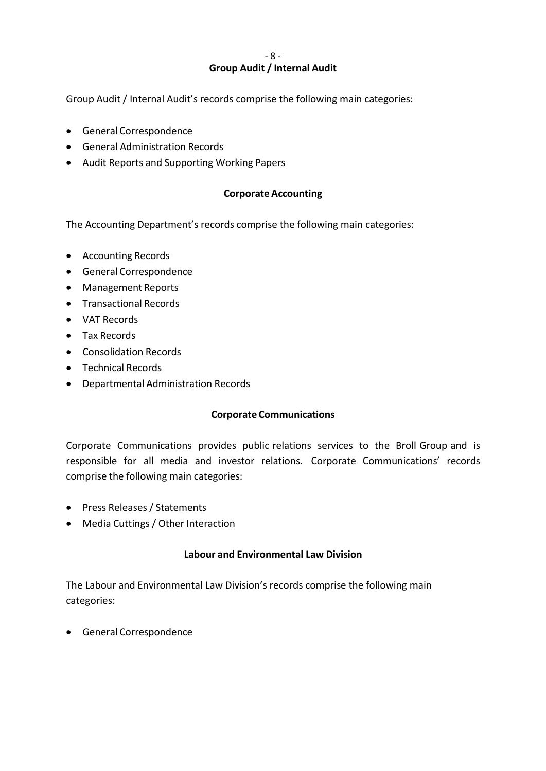## Group Audit / Internal Audit

Group Audit / Internal Audit's records comprise the following main categories:

- General Correspondence
- General Administration Records
- Audit Reports and Supporting Working Papers

## Corporate Accounting

The Accounting Department's records comprise the following main categories:

- Accounting Records
- General Correspondence
- Management Reports
- Transactional Records
- VAT Records
- Tax Records
- Consolidation Records
- Technical Records
- Departmental Administration Records

## Corporate Communications

Corporate Communications provides public relations services to the Broll Group and is responsible for all media and investor relations. Corporate Communications' records comprise the following main categories:

- Press Releases / Statements
- Media Cuttings / Other Interaction

## Labour and Environmental Law Division

The Labour and Environmental Law Division's records comprise the following main categories:

- General Correspondence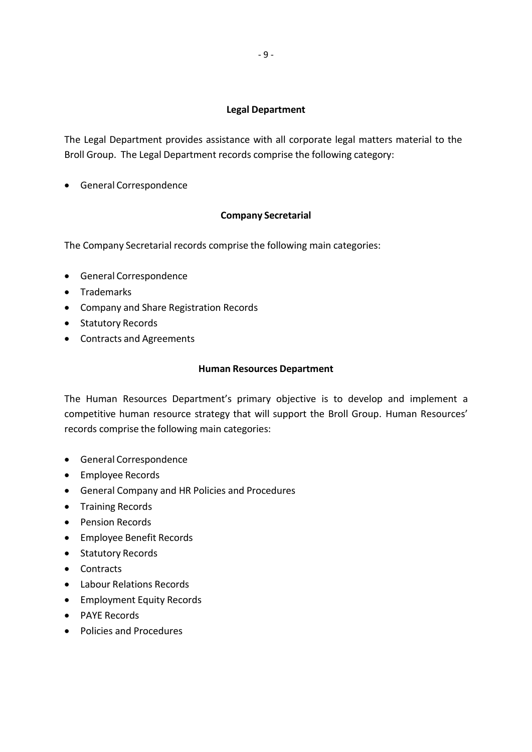## Legal Department

The Legal Department provides assistance with all corporate legal matters material to the Broll Group. The Legal Department records comprise the following category:

- General Correspondence

## Company Secretarial

The Company Secretarial records comprise the following main categories:

- General Correspondence
- Trademarks
- Company and Share Registration Records
- Statutory Records
- Contracts and Agreements

## Human Resources Department

The Human Resources Department's primary objective is to develop and implement a competitive human resource strategy that will support the Broll Group. Human Resources' records comprise the following main categories:

- General Correspondence
- Employee Records
- General Company and HR Policies and Procedures
- Training Records
- Pension Records
- Employee Benefit Records
- Statutory Records
- Contracts
- Labour Relations Records
- Employment Equity Records
- PAYE Records
- Policies and Procedures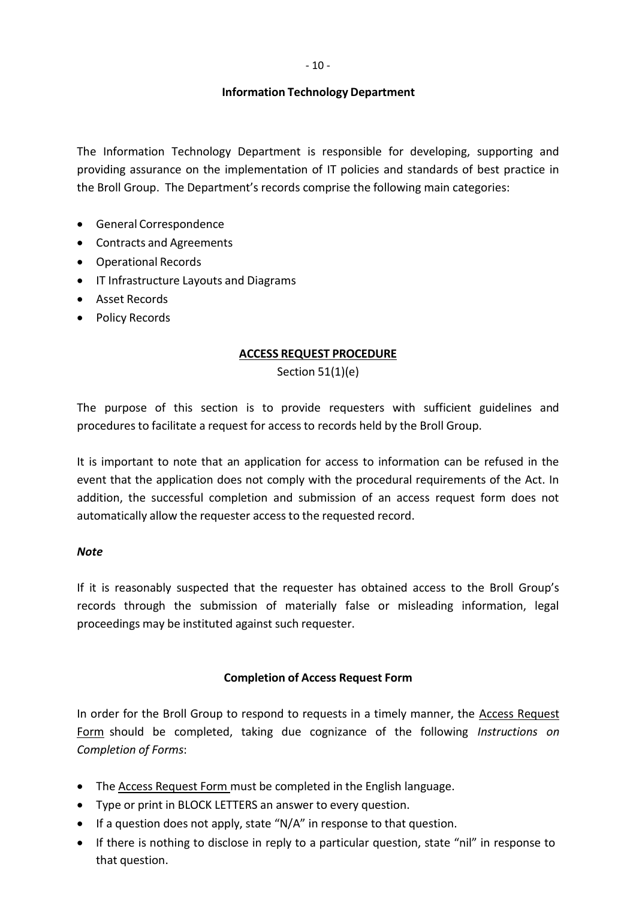### Information Technology Department

The Information Technology Department is responsible for developing, supporting and providing assurance on the implementation of IT policies and standards of best practice in the Broll Group. The Department's records comprise the following main categories:

- General Correspondence
- Contracts and Agreements
- Operational Records
- IT Infrastructure Layouts and Diagrams
- Asset Records
- Policy Records

## ACCESS REQUEST PROCEDURE

Section 51(1)(e)

The purpose of this section is to provide requesters with sufficient guidelines and procedures to facilitate a request for access to records held by the Broll Group.

It is important to note that an application for access to information can be refused in the event that the application does not comply with the procedural requirements of the Act. In addition, the successful completion and submission of an access request form does not automatically allow the requester access to the requested record.

***Note***

If it is reasonably suspected that the requester has obtained access to the Broll Group's records through the submission of materially false or misleading information, legal proceedings may be instituted against such requester.

### Completion of Access Request Form

In order for the Broll Group to respond to requests in a timely manner, the Access Request Form should be completed, taking due cognizance of the following *Instructions on Completion of Forms*:

- The Access Request Form must be completed in the English language.
- Type or print in BLOCK LETTERS an answer to every question.
- If a question does not apply, state "N/A" in response to that question.
- If there is nothing to disclose in reply to a particular question, state "nil" in response to that question.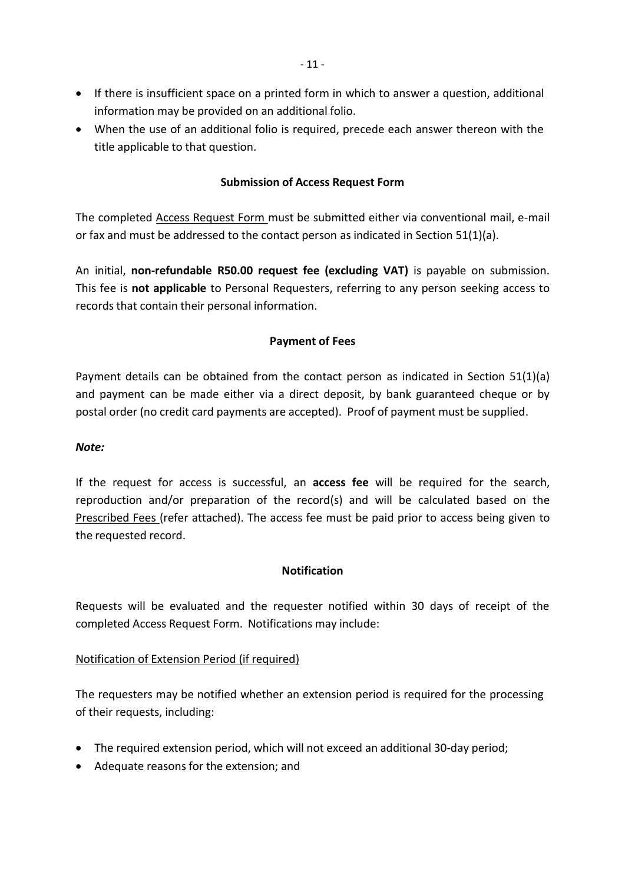- If there is insufficient space on a printed form in which to answer a question, additional information may be provided on an additional folio.
- When the use of an additional folio is required, precede each answer thereon with the title applicable to that question.

**Submission of Access Request Form**

The completed Access Request Form must be submitted either via conventional mail, e-mail or fax and must be addressed to the contact person as indicated in Section 51(1)(a).

An initial, **non-refundable R50.00 request fee (excluding VAT)** is payable on submission. This fee is **not applicable** to Personal Requesters, referring to any person seeking access to records that contain their personal information.

**Payment of Fees**

Payment details can be obtained from the contact person as indicated in Section 51(1)(a) and payment can be made either via a direct deposit, by bank guaranteed cheque or by postal order (no credit card payments are accepted). Proof of payment must be supplied.

***Note:***

If the request for access is successful, an **access fee** will be required for the search, reproduction and/or preparation of the record(s) and will be calculated based on the Prescribed Fees (refer attached). The access fee must be paid prior to access being given to the requested record.

**Notification**

Requests will be evaluated and the requester notified within 30 days of receipt of the completed Access Request Form. Notifications may include:

Notification of Extension Period (if required)

The requesters may be notified whether an extension period is required for the processing of their requests, including:

- The required extension period, which will not exceed an additional 30-day period;
- Adequate reasons for the extension; and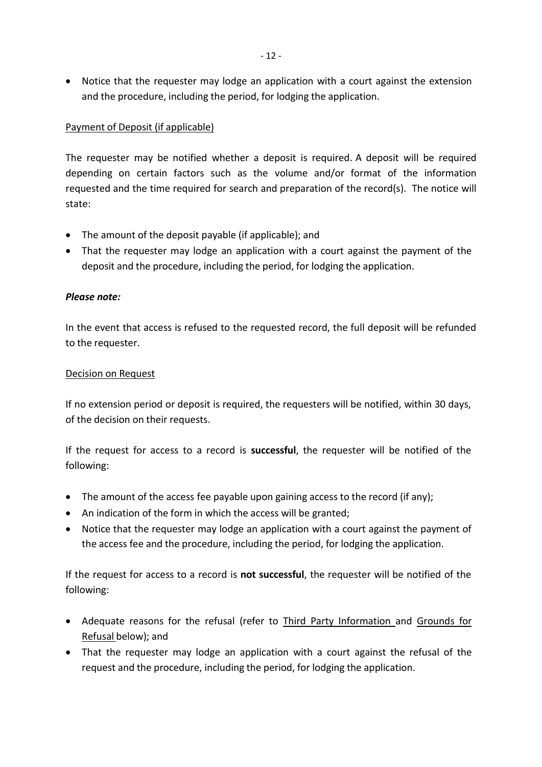- Notice that the requester may lodge an application with a court against the extension and the procedure, including the period, for lodging the application.

Payment of Deposit (if applicable)

The requester may be notified whether a deposit is required. A deposit will be required depending on certain factors such as the volume and/or format of the information requested and the time required for search and preparation of the record(s). The notice will state:

- The amount of the deposit payable (if applicable); and
- That the requester may lodge an application with a court against the payment of the deposit and the procedure, including the period, for lodging the application.

***Please note:***

In the event that access is refused to the requested record, the full deposit will be refunded to the requester.

Decision on Request

If no extension period or deposit is required, the requesters will be notified, within 30 days, of the decision on their requests.

If the request for access to a record is **successful**, the requester will be notified of the following:

- The amount of the access fee payable upon gaining access to the record (if any);
- An indication of the form in which the access will be granted;
- Notice that the requester may lodge an application with a court against the payment of the access fee and the procedure, including the period, for lodging the application.

If the request for access to a record is **not successful**, the requester will be notified of the following:

- Adequate reasons for the refusal (refer to Third Party Information and Grounds for Refusal below); and
- That the requester may lodge an application with a court against the refusal of the request and the procedure, including the period, for lodging the application.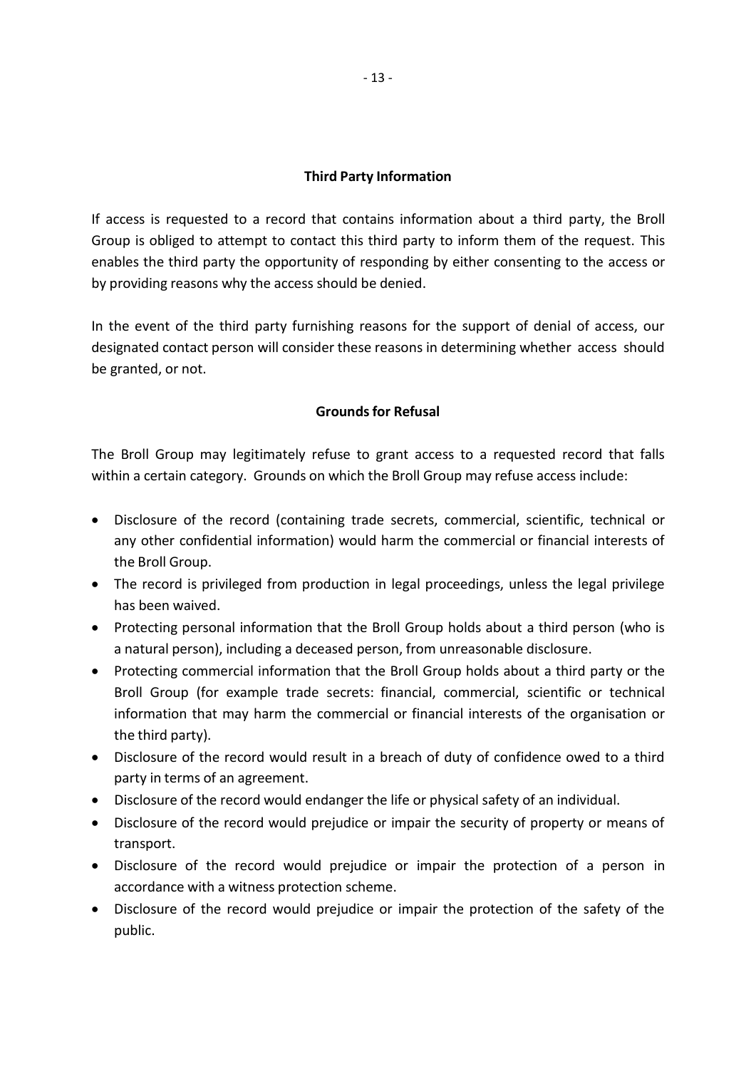## Third Party Information

If access is requested to a record that contains information about a third party, the Broll Group is obliged to attempt to contact this third party to inform them of the request. This enables the third party the opportunity of responding by either consenting to the access or by providing reasons why the access should be denied.

In the event of the third party furnishing reasons for the support of denial of access, our designated contact person will consider these reasons in determining whether access should be granted, or not.

## Grounds for Refusal

The Broll Group may legitimately refuse to grant access to a requested record that falls within a certain category. Grounds on which the Broll Group may refuse access include:

- Disclosure of the record (containing trade secrets, commercial, scientific, technical or any other confidential information) would harm the commercial or financial interests of the Broll Group.
- The record is privileged from production in legal proceedings, unless the legal privilege has been waived.
- Protecting personal information that the Broll Group holds about a third person (who is a natural person), including a deceased person, from unreasonable disclosure.
- Protecting commercial information that the Broll Group holds about a third party or the Broll Group (for example trade secrets: financial, commercial, scientific or technical information that may harm the commercial or financial interests of the organisation or the third party).
- Disclosure of the record would result in a breach of duty of confidence owed to a third party in terms of an agreement.
- Disclosure of the record would endanger the life or physical safety of an individual.
- Disclosure of the record would prejudice or impair the security of property or means of transport.
- Disclosure of the record would prejudice or impair the protection of a person in accordance with a witness protection scheme.
- Disclosure of the record would prejudice or impair the protection of the safety of the public.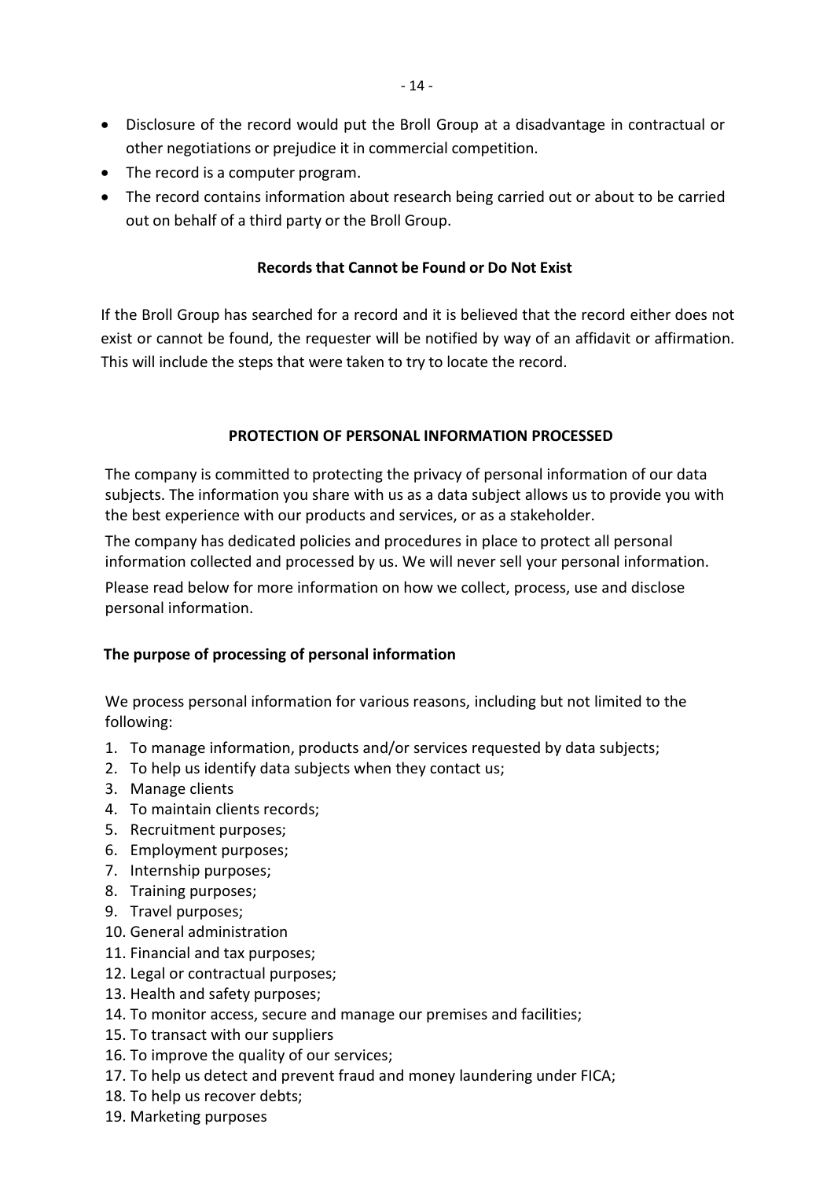- Disclosure of the record would put the Broll Group at a disadvantage in contractual or other negotiations or prejudice it in commercial competition.
- The record is a computer program.
- The record contains information about research being carried out or about to be carried out on behalf of a third party or the Broll Group.

**Records that Cannot be Found or Do Not Exist**

If the Broll Group has searched for a record and it is believed that the record either does not exist or cannot be found, the requester will be notified by way of an affidavit or affirmation. This will include the steps that were taken to try to locate the record.

## PROTECTION OF PERSONAL INFORMATION PROCESSED

The company is committed to protecting the privacy of personal information of our data subjects. The information you share with us as a data subject allows us to provide you with the best experience with our products and services, or as a stakeholder.

The company has dedicated policies and procedures in place to protect all personal information collected and processed by us. We will never sell your personal information.

Please read below for more information on how we collect, process, use and disclose personal information.

### The purpose of processing of personal information

We process personal information for various reasons, including but not limited to the following:

1. To manage information, products and/or services requested by data subjects;
2. To help us identify data subjects when they contact us;
3. Manage clients
4. To maintain clients records;
5. Recruitment purposes;
6. Employment purposes;
7. Internship purposes;
8. Training purposes;
9. Travel purposes;
10. General administration
11. Financial and tax purposes;
12. Legal or contractual purposes;
13. Health and safety purposes;
14. To monitor access, secure and manage our premises and facilities;
15. To transact with our suppliers
16. To improve the quality of our services;
17. To help us detect and prevent fraud and money laundering under FICA;
18. To help us recover debts;
19. Marketing purposes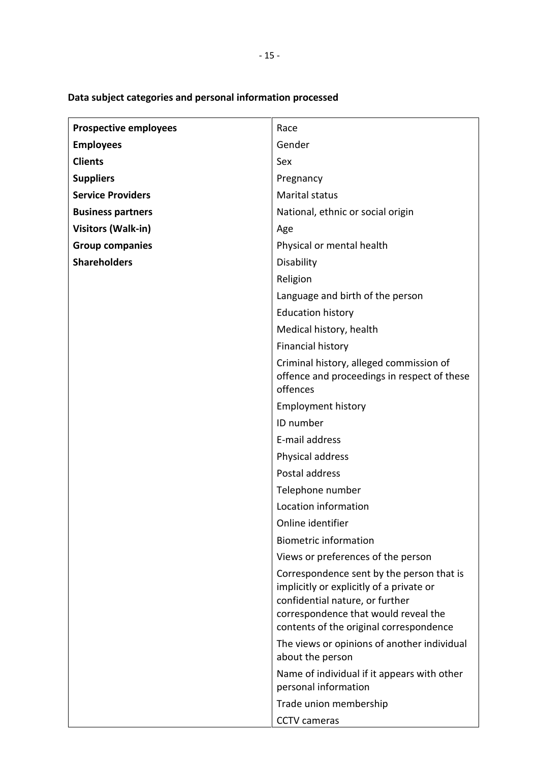**Data subject categories and personal information processed**

| | |
|---|---|
| **Prospective employees** | Race |
| **Employees** | Gender |
| **Clients** | Sex |
| **Suppliers** | Pregnancy |
| **Service Providers** | Marital status |
| **Business partners** | National, ethnic or social origin |
| **Visitors (Walk-in)** | Age |
| **Group companies** | Physical or mental health |
| **Shareholders** | Disability |
| | Religion |
| | Language and birth of the person |
| | Education history |
| | Medical history, health |
| | Financial history |
| | Criminal history, alleged commission of offence and proceedings in respect of these offences |
| | Employment history |
| | ID number |
| | E-mail address |
| | Physical address |
| | Postal address |
| | Telephone number |
| | Location information |
| | Online identifier |
| | Biometric information |
| | Views or preferences of the person |
| | Correspondence sent by the person that is implicitly or explicitly of a private or confidential nature, or further correspondence that would reveal the contents of the original correspondence |
| | The views or opinions of another individual about the person |
| | Name of individual if it appears with other personal information |
| | Trade union membership |
| | CCTV cameras |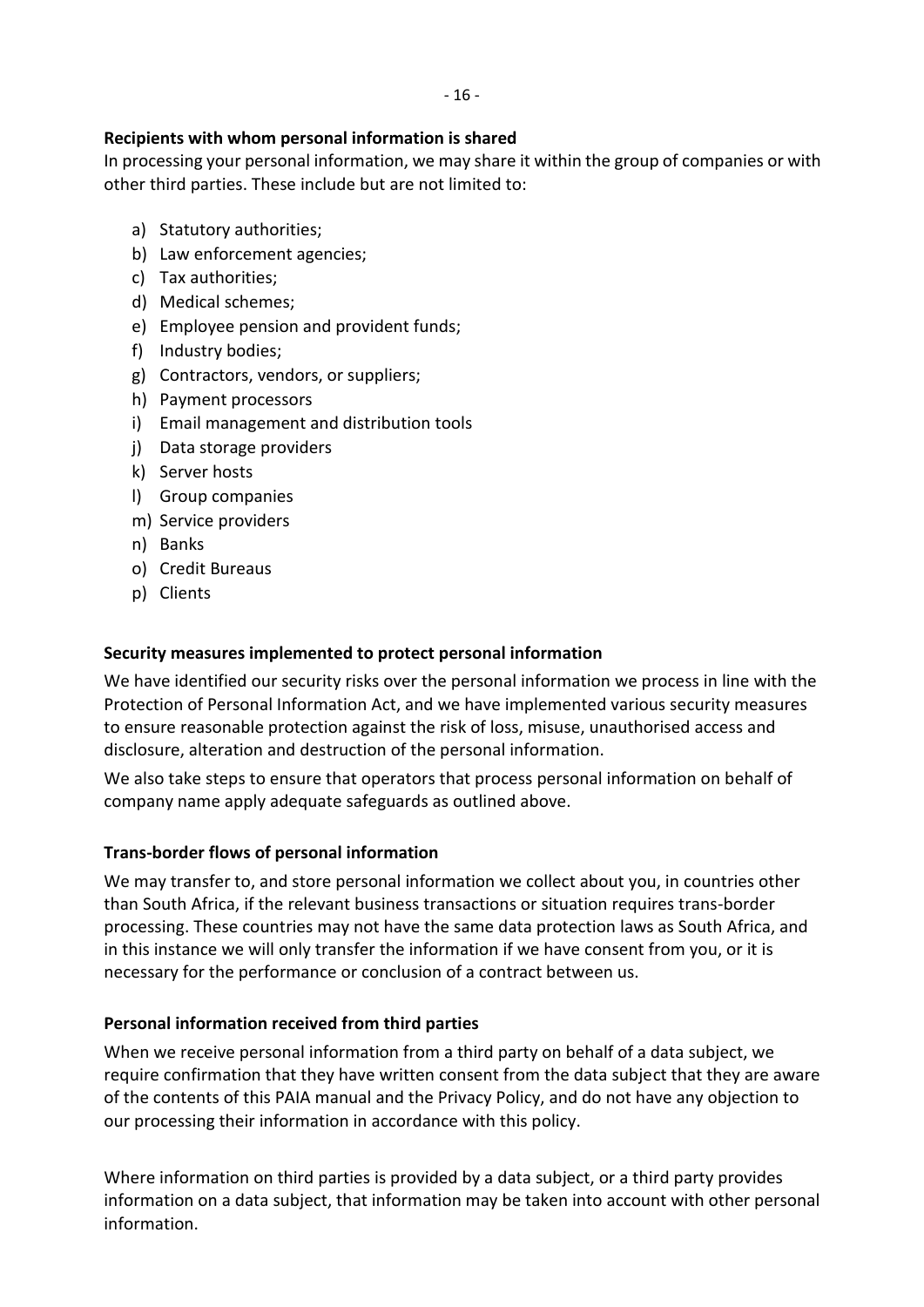**Recipients with whom personal information is shared**

In processing your personal information, we may share it within the group of companies or with other third parties. These include but are not limited to:

a) Statutory authorities;
b) Law enforcement agencies;
c) Tax authorities;
d) Medical schemes;
e) Employee pension and provident funds;
f) Industry bodies;
g) Contractors, vendors, or suppliers;
h) Payment processors
i) Email management and distribution tools
j) Data storage providers
k) Server hosts
l) Group companies
m) Service providers
n) Banks
o) Credit Bureaus
p) Clients

**Security measures implemented to protect personal information**

We have identified our security risks over the personal information we process in line with the Protection of Personal Information Act, and we have implemented various security measures to ensure reasonable protection against the risk of loss, misuse, unauthorised access and disclosure, alteration and destruction of the personal information.

We also take steps to ensure that operators that process personal information on behalf of company name apply adequate safeguards as outlined above.

**Trans-border flows of personal information**

We may transfer to, and store personal information we collect about you, in countries other than South Africa, if the relevant business transactions or situation requires trans-border processing. These countries may not have the same data protection laws as South Africa, and in this instance we will only transfer the information if we have consent from you, or it is necessary for the performance or conclusion of a contract between us.

**Personal information received from third parties**

When we receive personal information from a third party on behalf of a data subject, we require confirmation that they have written consent from the data subject that they are aware of the contents of this PAIA manual and the Privacy Policy, and do not have any objection to our processing their information in accordance with this policy.

Where information on third parties is provided by a data subject, or a third party provides information on a data subject, that information may be taken into account with other personal information.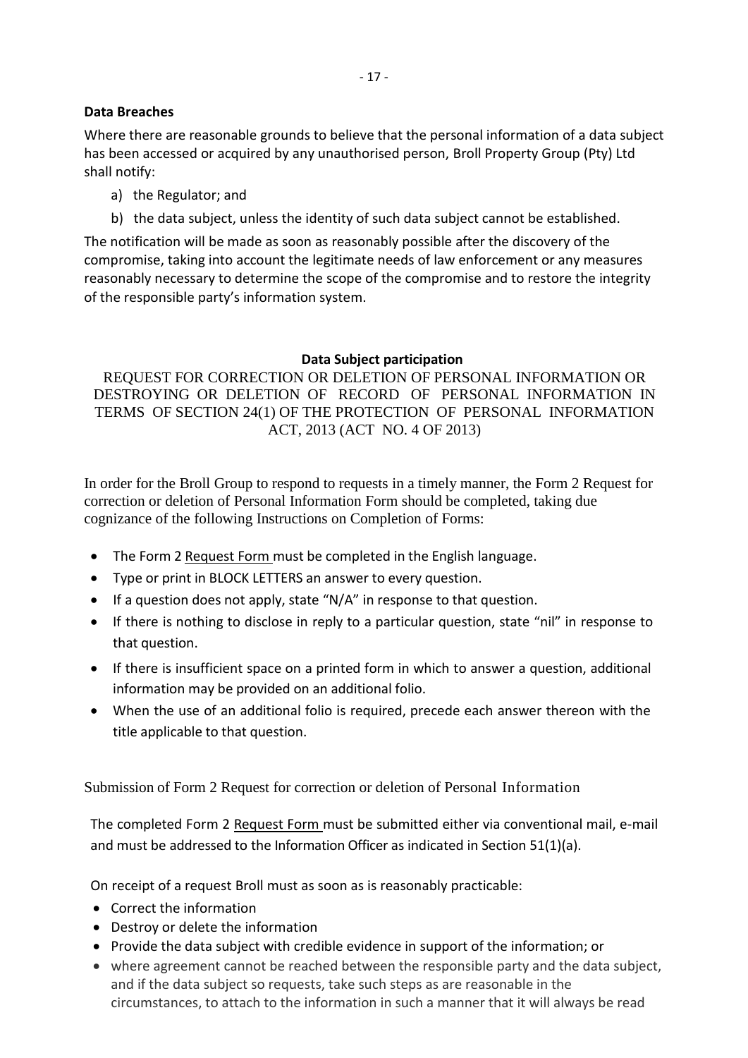**Data Breaches**

Where there are reasonable grounds to believe that the personal information of a data subject has been accessed or acquired by any unauthorised person, Broll Property Group (Pty) Ltd shall notify:

a) the Regulator; and

b) the data subject, unless the identity of such data subject cannot be established.

The notification will be made as soon as reasonably possible after the discovery of the compromise, taking into account the legitimate needs of law enforcement or any measures reasonably necessary to determine the scope of the compromise and to restore the integrity of the responsible party's information system.

**Data Subject participation**

REQUEST FOR CORRECTION OR DELETION OF PERSONAL INFORMATION OR DESTROYING OR DELETION OF RECORD OF PERSONAL INFORMATION IN TERMS OF SECTION 24(1) OF THE PROTECTION OF PERSONAL INFORMATION ACT, 2013 (ACT NO. 4 OF 2013)

In order for the Broll Group to respond to requests in a timely manner, the Form 2 Request for correction or deletion of Personal Information Form should be completed, taking due cognizance of the following Instructions on Completion of Forms:

- The Form 2 Request Form must be completed in the English language.
- Type or print in BLOCK LETTERS an answer to every question.
- If a question does not apply, state "N/A" in response to that question.
- If there is nothing to disclose in reply to a particular question, state "nil" in response to that question.
- If there is insufficient space on a printed form in which to answer a question, additional information may be provided on an additional folio.
- When the use of an additional folio is required, precede each answer thereon with the title applicable to that question.

Submission of Form 2 Request for correction or deletion of Personal Information

The completed Form 2 Request Form must be submitted either via conventional mail, e-mail and must be addressed to the Information Officer as indicated in Section 51(1)(a).

On receipt of a request Broll must as soon as is reasonably practicable:

- Correct the information
- Destroy or delete the information
- Provide the data subject with credible evidence in support of the information; or
- where agreement cannot be reached between the responsible party and the data subject, and if the data subject so requests, take such steps as are reasonable in the circumstances, to attach to the information in such a manner that it will always be read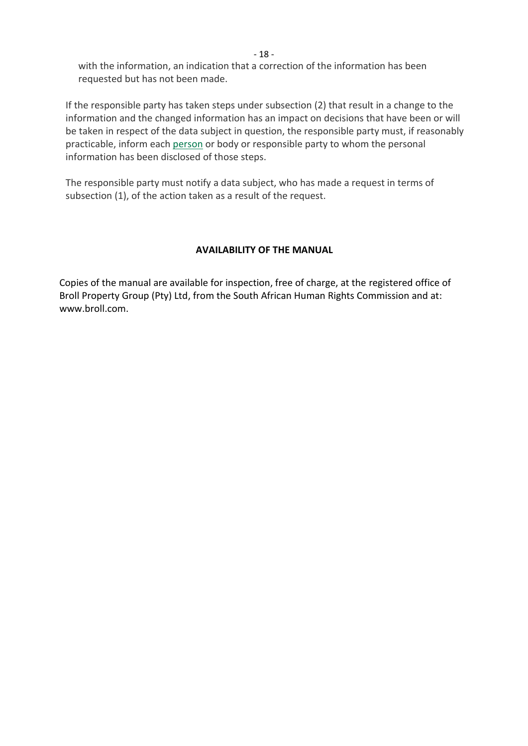with the information, an indication that a correction of the information has been requested but has not been made.

If the responsible party has taken steps under subsection (2) that result in a change to the information and the changed information has an impact on decisions that have been or will be taken in respect of the data subject in question, the responsible party must, if reasonably practicable, inform each person or body or responsible party to whom the personal information has been disclosed of those steps.

The responsible party must notify a data subject, who has made a request in terms of subsection (1), of the action taken as a result of the request.

## AVAILABILITY OF THE MANUAL

Copies of the manual are available for inspection, free of charge, at the registered office of Broll Property Group (Pty) Ltd, from the South African Human Rights Commission and at: www.broll.com.